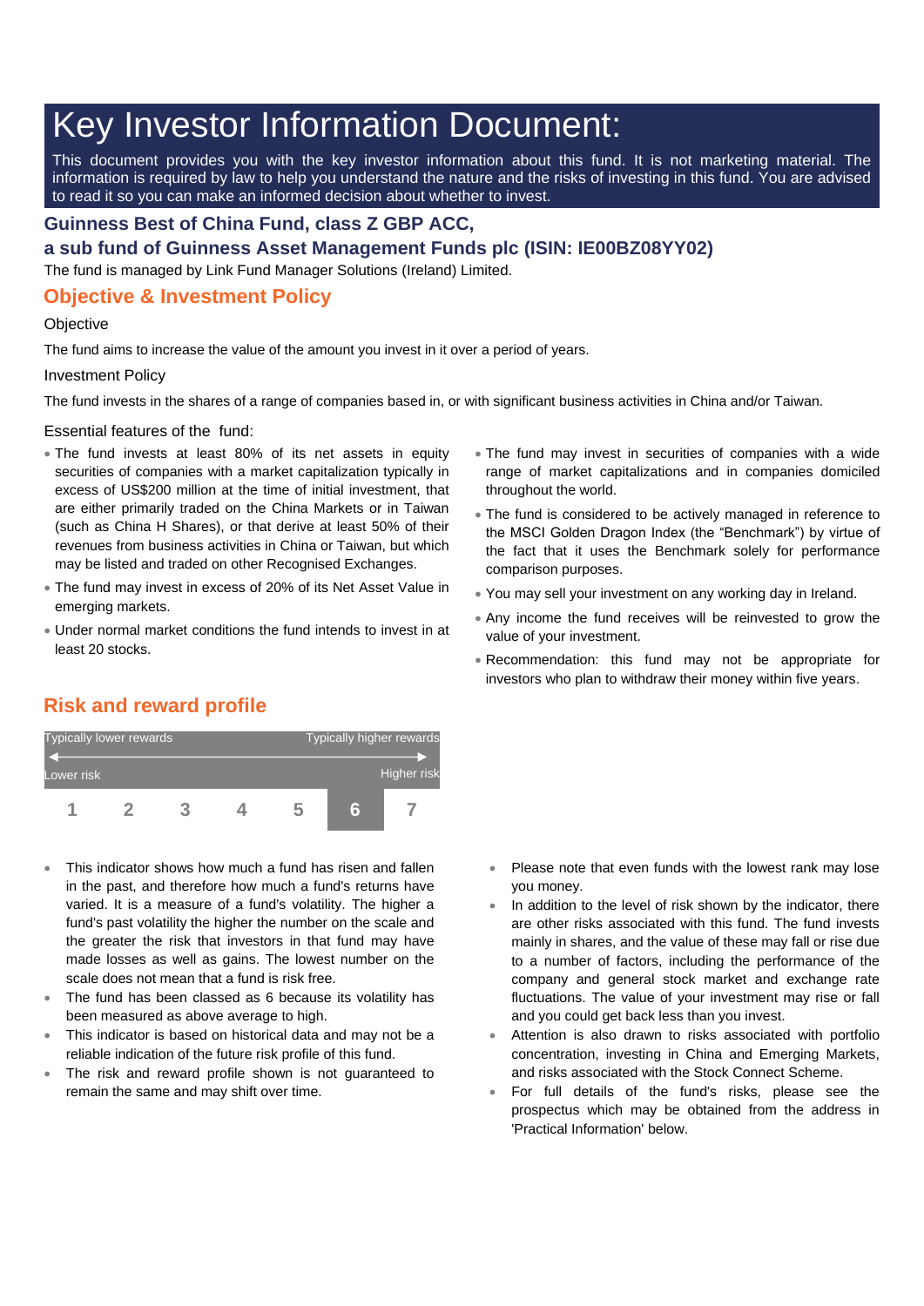# Key Investor Information Document:

This document provides you with the key investor information about this fund. It is not marketing material. The information is required by law to help you understand the nature and the risks of investing in this fund. You are advised to read it so you can make an informed decision about whether to invest.

### Guinness Best of China Fund, class Z GBP ACC,
### a sub fund of Guinness Asset Management Funds plc (ISIN: IE00BZ08YY02)

The fund is managed by Link Fund Manager Solutions (Ireland) Limited.

## Objective & Investment Policy

Objective

The fund aims to increase the value of the amount you invest in it over a period of years.

Investment Policy

The fund invests in the shares of a range of companies based in, or with significant business activities in China and/or Taiwan.

Essential features of the fund:

- The fund invests at least 80% of its net assets in equity securities of companies with a market capitalization typically in excess of US$200 million at the time of initial investment, that are either primarily traded on the China Markets or in Taiwan (such as China H Shares), or that derive at least 50% of their revenues from business activities in China or Taiwan, but which may be listed and traded on other Recognised Exchanges.
- The fund may invest in excess of 20% of its Net Asset Value in emerging markets.
- Under normal market conditions the fund intends to invest in at least 20 stocks.
- The fund may invest in securities of companies with a wide range of market capitalizations and in companies domiciled throughout the world.
- The fund is considered to be actively managed in reference to the MSCI Golden Dragon Index (the “Benchmark”) by virtue of the fact that it uses the Benchmark solely for performance comparison purposes.
- You may sell your investment on any working day in Ireland.
- Any income the fund receives will be reinvested to grow the value of your investment.
- Recommendation: this fund may not be appropriate for investors who plan to withdraw their money within five years.

## Risk and reward profile

| Typically lower rewards / Lower risk | | | | | | Typically higher rewards / Higher risk |
|---|---|---|---|---|---|---|
| 1 | 2 | 3 | 4 | 5 | **6** | 7 |

- This indicator shows how much a fund has risen and fallen in the past, and therefore how much a fund's returns have varied. It is a measure of a fund's volatility. The higher a fund's past volatility the higher the number on the scale and the greater the risk that investors in that fund may have made losses as well as gains. The lowest number on the scale does not mean that a fund is risk free.
- The fund has been classed as 6 because its volatility has been measured as above average to high.
- This indicator is based on historical data and may not be a reliable indication of the future risk profile of this fund.
- The risk and reward profile shown is not guaranteed to remain the same and may shift over time.
- Please note that even funds with the lowest rank may lose you money.
- In addition to the level of risk shown by the indicator, there are other risks associated with this fund. The fund invests mainly in shares, and the value of these may fall or rise due to a number of factors, including the performance of the company and general stock market and exchange rate fluctuations. The value of your investment may rise or fall and you could get back less than you invest.
- Attention is also drawn to risks associated with portfolio concentration, investing in China and Emerging Markets, and risks associated with the Stock Connect Scheme.
- For full details of the fund's risks, please see the prospectus which may be obtained from the address in 'Practical Information' below.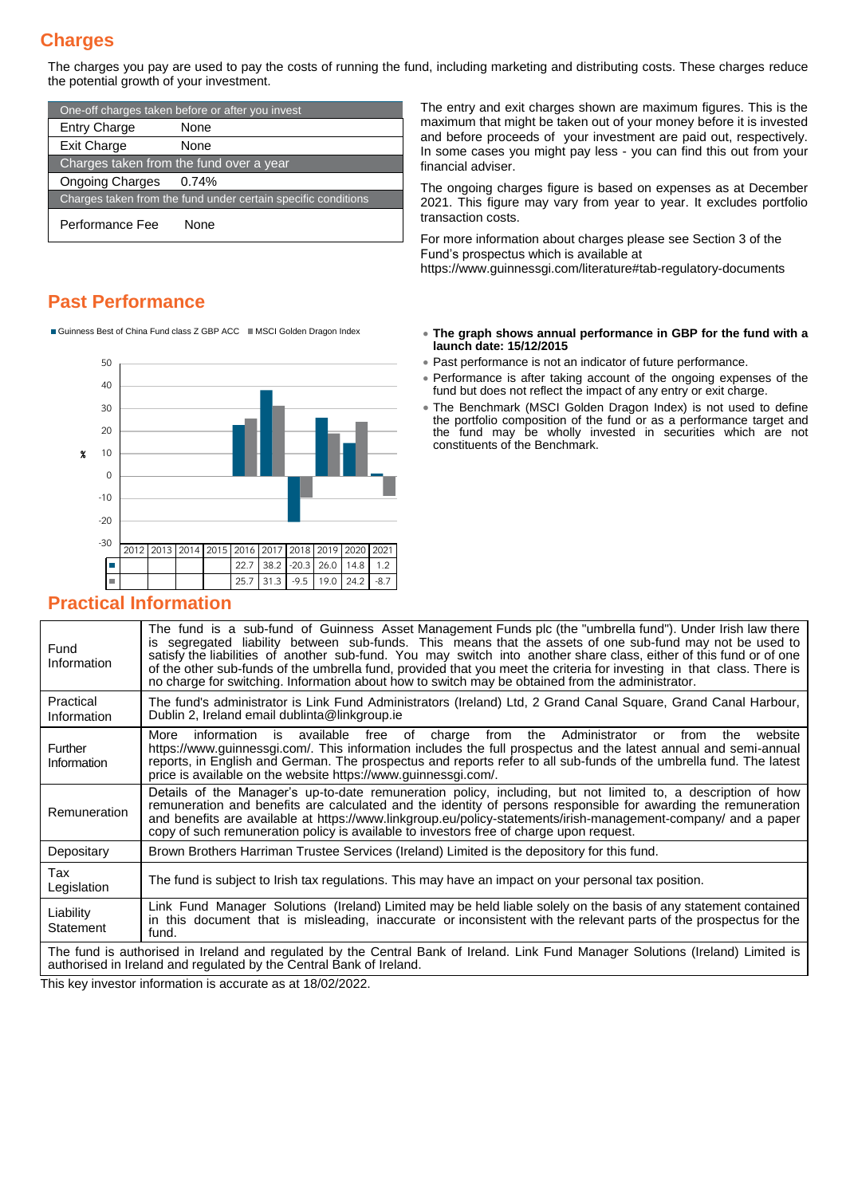## Charges

The charges you pay are used to pay the costs of running the fund, including marketing and distributing costs. These charges reduce the potential growth of your investment.

| One-off charges taken before or after you invest | |
|---|---|
| Entry Charge | None |
| Exit Charge | None |
| **Charges taken from the fund over a year** | |
| Ongoing Charges | 0.74% |
| **Charges taken from the fund under certain specific conditions** | |
| Performance Fee | None |

The entry and exit charges shown are maximum figures. This is the maximum that might be taken out of your money before it is invested and before proceeds of your investment are paid out, respectively. In some cases you might pay less - you can find this out from your financial adviser.

The ongoing charges figure is based on expenses as at December 2021. This figure may vary from year to year. It excludes portfolio transaction costs.

For more information about charges please see Section 3 of the Fund's prospectus which is available at https://www.guinnessgi.com/literature#tab-regulatory-documents

## Past Performance

■ Guinness Best of China Fund class Z GBP ACC ■ MSCI Golden Dragon Index

%

50
40
30
20
10
0
-10
-20
-30

2012 2013 2014 2015 2016 2017 2018 2019 2020 2021

■ 22.7 38.2 -20.3 26.0 14.8 1.2

■ 25.7 31.3 -9.5 19.0 24.2 -8.7

- **The graph shows annual performance in GBP for the fund with a launch date: 15/12/2015**
- Past performance is not an indicator of future performance.
- Performance is after taking account of the ongoing expenses of the fund but does not reflect the impact of any entry or exit charge.
- The Benchmark (MSCI Golden Dragon Index) is not used to define the portfolio composition of the fund or as a performance target and the fund may be wholly invested in securities which are not constituents of the Benchmark.

## Practical Information

| | |
|---|---|
| Fund Information | The fund is a sub-fund of Guinness Asset Management Funds plc (the "umbrella fund"). Under Irish law there is segregated liability between sub-funds. This means that the assets of one sub-fund may not be used to satisfy the liabilities of another sub-fund. You may switch into another share class, either of this fund or of one of the other sub-funds of the umbrella fund, provided that you meet the criteria for investing in that class. There is no charge for switching. Information about how to switch may be obtained from the administrator. |
| Practical Information | The fund's administrator is Link Fund Administrators (Ireland) Ltd, 2 Grand Canal Square, Grand Canal Harbour, Dublin 2, Ireland email dublinta@linkgroup.ie |
| Further Information | More information is available free of charge from the Administrator or from the website https://www.guinnessgi.com/. This information includes the full prospectus and the latest annual and semi-annual reports, in English and German. The prospectus and reports refer to all sub-funds of the umbrella fund. The latest price is available on the website https://www.guinnessgi.com/. |
| Remuneration | Details of the Manager's up-to-date remuneration policy, including, but not limited to, a description of how remuneration and benefits are calculated and the identity of persons responsible for awarding the remuneration and benefits are available at https://www.linkgroup.eu/policy-statements/irish-management-company/ and a paper copy of such remuneration policy is available to investors free of charge upon request. |
| Depositary | Brown Brothers Harriman Trustee Services (Ireland) Limited is the depository for this fund. |
| Tax Legislation | The fund is subject to Irish tax regulations. This may have an impact on your personal tax position. |
| Liability Statement | Link Fund Manager Solutions (Ireland) Limited may be held liable solely on the basis of any statement contained in this document that is misleading, inaccurate or inconsistent with the relevant parts of the prospectus for the fund. |

The fund is authorised in Ireland and regulated by the Central Bank of Ireland. Link Fund Manager Solutions (Ireland) Limited is authorised in Ireland and regulated by the Central Bank of Ireland.

This key investor information is accurate as at 18/02/2022.